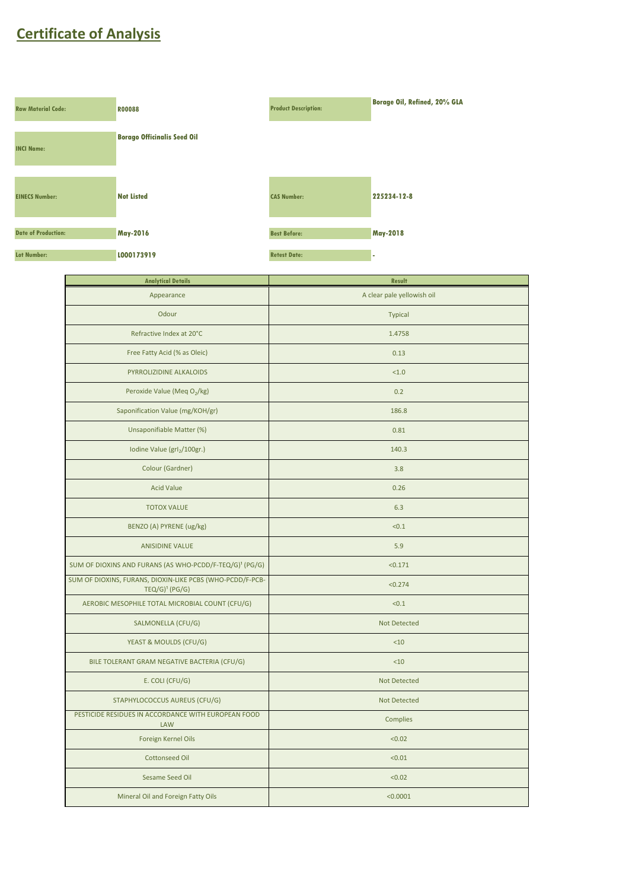# Certificate of Analysis

| | | | |
|---|---|---|---|
| **Raw Material Code:** | **R00088** | **Product Description:** | **Borage Oil, Refined, 20% GLA** |
| **INCI Name:** | **Borago Officinalis Seed Oil** | | |
| **EINECS Number:** | **Not Listed** | **CAS Number:** | **225234-12-8** |
| **Date of Production:** | **May-2016** | **Best Before:** | **May-2018** |
| **Lot Number:** | **L000173919** | **Retest Date:** | **-** |

| Analytical Details | Result |
|---|---|
| Appearance | A clear pale yellowish oil |
| Odour | Typical |
| Refractive Index at 20°C | 1.4758 |
| Free Fatty Acid (% as Oleic) | 0.13 |
| PYRROLIZIDINE ALKALOIDS | <1.0 |
| Peroxide Value (Meq $O_2$/kg) | 0.2 |
| Saponification Value (mg/KOH/gr) | 186.8 |
| Unsaponifiable Matter (%) | 0.81 |
| Iodine Value (gr$I_2$/100gr.) | 140.3 |
| Colour (Gardner) | 3.8 |
| Acid Value | 0.26 |
| TOTOX VALUE | 6.3 |
| BENZO (A) PYRENE (ug/kg) | <0.1 |
| ANISIDINE VALUE | 5.9 |
| SUM OF DIOXINS AND FURANS (AS WHO-PCDD/F-TEQ/G)[1] (PG/G) | <0.171 |
| SUM OF DIOXINS, FURANS, DIOXIN-LIKE PCBS (WHO-PCDD/F-PCB-TEQ/G)[1] (PG/G) | <0.274 |
| AEROBIC MESOPHILE TOTAL MICROBIAL COUNT (CFU/G) | <0.1 |
| SALMONELLA (CFU/G) | Not Detected |
| YEAST & MOULDS (CFU/G) | <10 |
| BILE TOLERANT GRAM NEGATIVE BACTERIA (CFU/G) | <10 |
| E. COLI (CFU/G) | Not Detected |
| STAPHYLOCOCCUS AUREUS (CFU/G) | Not Detected |
| PESTICIDE RESIDUES IN ACCORDANCE WITH EUROPEAN FOOD LAW | Complies |
| Foreign Kernel Oils | <0.02 |
| Cottonseed Oil | <0.01 |
| Sesame Seed Oil | <0.02 |
| Mineral Oil and Foreign Fatty Oils | <0.0001 |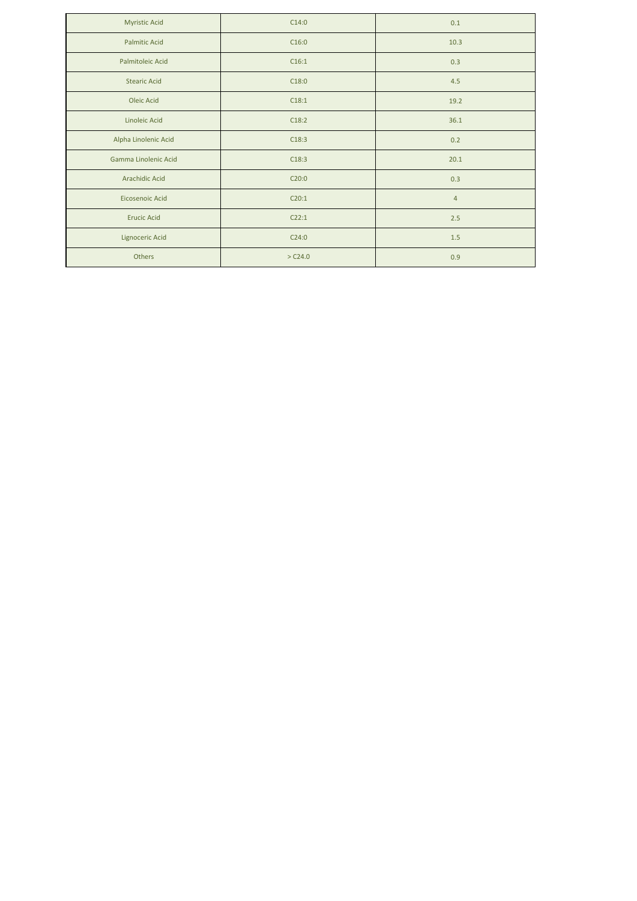| | | |
|---|---|---|
| Myristic Acid | C14:0 | 0.1 |
| Palmitic Acid | C16:0 | 10.3 |
| Palmitoleic Acid | C16:1 | 0.3 |
| Stearic Acid | C18:0 | 4.5 |
| Oleic Acid | C18:1 | 19.2 |
| Linoleic Acid | C18:2 | 36.1 |
| Alpha Linolenic Acid | C18:3 | 0.2 |
| Gamma Linolenic Acid | C18:3 | 20.1 |
| Arachidic Acid | C20:0 | 0.3 |
| Eicosenoic Acid | C20:1 | 4 |
| Erucic Acid | C22:1 | 2.5 |
| Lignoceric Acid | C24:0 | 1.5 |
| Others | > C24.0 | 0.9 |